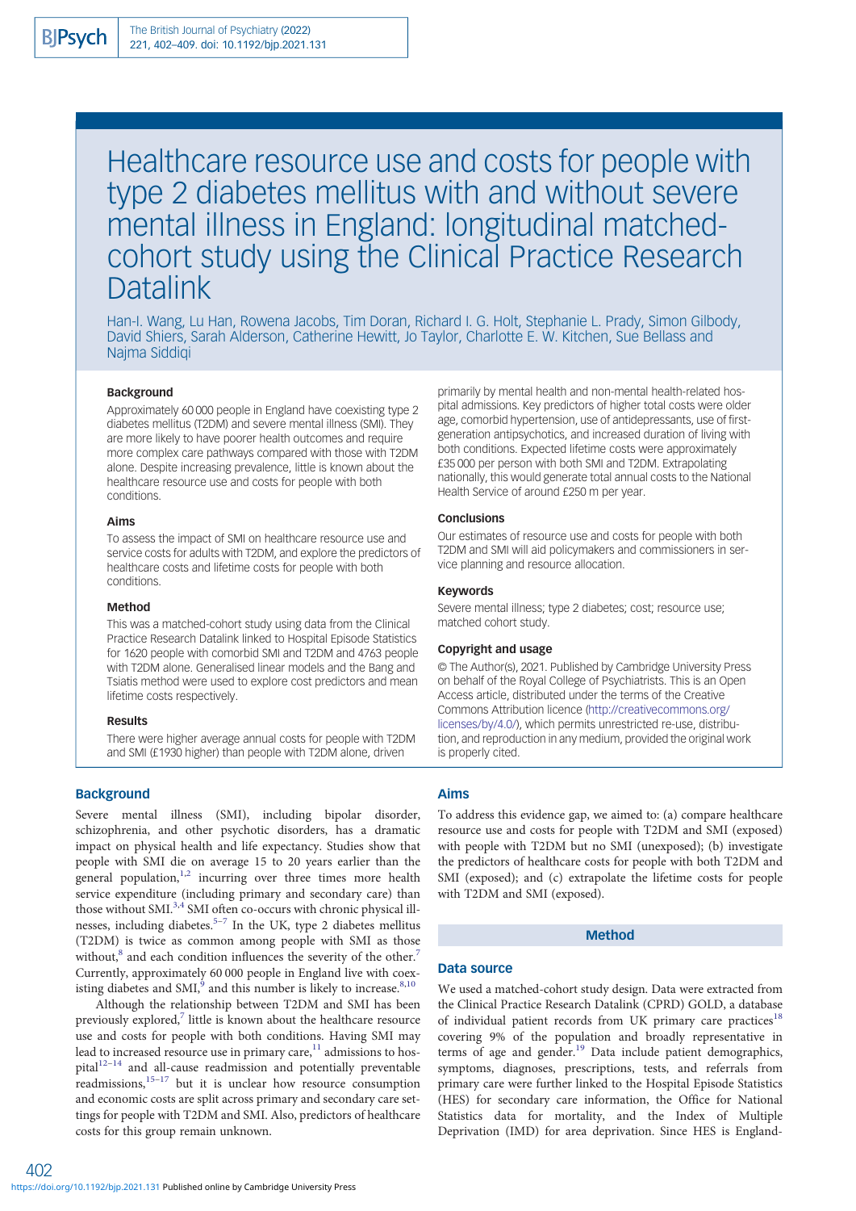# Healthcare resource use and costs for people with type 2 diabetes mellitus with and without severe mental illness in England: longitudinal matched-cohort study using the Clinical Practice Research Datalink

Han-I. Wang, Lu Han, Rowena Jacobs, Tim Doran, Richard I. G. Holt, Stephanie L. Prady, Simon Gilbody, David Shiers, Sarah Alderson, Catherine Hewitt, Jo Taylor, Charlotte E. W. Kitchen, Sue Bellass and Najma Siddiqi

### Background

Approximately 60 000 people in England have coexisting type 2 diabetes mellitus (T2DM) and severe mental illness (SMI). They are more likely to have poorer health outcomes and require more complex care pathways compared with those with T2DM alone. Despite increasing prevalence, little is known about the healthcare resource use and costs for people with both conditions.

### Aims

To assess the impact of SMI on healthcare resource use and service costs for adults with T2DM, and explore the predictors of healthcare costs and lifetime costs for people with both conditions.

### Method

This was a matched-cohort study using data from the Clinical Practice Research Datalink linked to Hospital Episode Statistics for 1620 people with comorbid SMI and T2DM and 4763 people with T2DM alone. Generalised linear models and the Bang and Tsiatis method were used to explore cost predictors and mean lifetime costs respectively.

### Results

There were higher average annual costs for people with T2DM and SMI (£1930 higher) than people with T2DM alone, driven primarily by mental health and non-mental health-related hospital admissions. Key predictors of higher total costs were older age, comorbid hypertension, use of antidepressants, use of first-generation antipsychotics, and increased duration of living with both conditions. Expected lifetime costs were approximately £35 000 per person with both SMI and T2DM. Extrapolating nationally, this would generate total annual costs to the National Health Service of around £250 m per year.

### Conclusions

Our estimates of resource use and costs for people with both T2DM and SMI will aid policymakers and commissioners in service planning and resource allocation.

### Keywords

Severe mental illness; type 2 diabetes; cost; resource use; matched cohort study.

### Copyright and usage

© The Author(s), 2021. Published by Cambridge University Press on behalf of the Royal College of Psychiatrists. This is an Open Access article, distributed under the terms of the Creative Commons Attribution licence (http://creativecommons.org/licenses/by/4.0/), which permits unrestricted re-use, distribution, and reproduction in any medium, provided the original work is properly cited.

## Background

Severe mental illness (SMI), including bipolar disorder, schizophrenia, and other psychotic disorders, has a dramatic impact on physical health and life expectancy. Studies show that people with SMI die on average 15 to 20 years earlier than the general population,[1,2] incurring over three times more health service expenditure (including primary and secondary care) than those without SMI.[3,4] SMI often co-occurs with chronic physical illnesses, including diabetes.[5–7] In the UK, type 2 diabetes mellitus (T2DM) is twice as common among people with SMI as those without,[8] and each condition influences the severity of the other.[7] Currently, approximately 60 000 people in England live with coexisting diabetes and SMI,[9] and this number is likely to increase.[8,10]

Although the relationship between T2DM and SMI has been previously explored,[7] little is known about the healthcare resource use and costs for people with both conditions. Having SMI may lead to increased resource use in primary care,[11] admissions to hospital[12–14] and all-cause readmission and potentially preventable readmissions,[15–17] but it is unclear how resource consumption and economic costs are split across primary and secondary care settings for people with T2DM and SMI. Also, predictors of healthcare costs for this group remain unknown.

## Aims

To address this evidence gap, we aimed to: (a) compare healthcare resource use and costs for people with T2DM and SMI (exposed) with people with T2DM but no SMI (unexposed); (b) investigate the predictors of healthcare costs for people with both T2DM and SMI (exposed); and (c) extrapolate the lifetime costs for people with T2DM and SMI (exposed).

## Method

### Data source

We used a matched-cohort study design. Data were extracted from the Clinical Practice Research Datalink (CPRD) GOLD, a database of individual patient records from UK primary care practices[18] covering 9% of the population and broadly representative in terms of age and gender.[19] Data include patient demographics, symptoms, diagnoses, prescriptions, tests, and referrals from primary care were further linked to the Hospital Episode Statistics (HES) for secondary care information, the Office for National Statistics data for mortality, and the Index of Multiple Deprivation (IMD) for area deprivation. Since HES is England-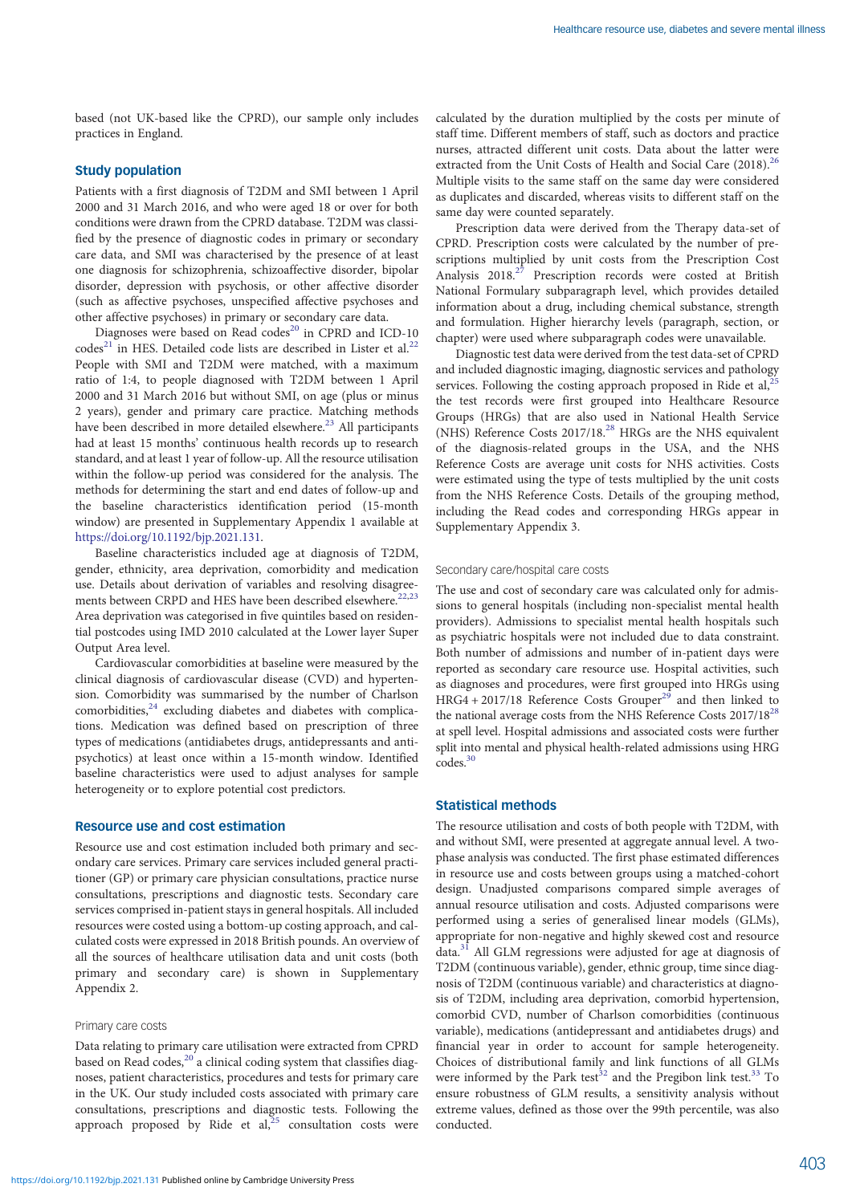based (not UK-based like the CPRD), our sample only includes practices in England.

## Study population

Patients with a first diagnosis of T2DM and SMI between 1 April 2000 and 31 March 2016, and who were aged 18 or over for both conditions were drawn from the CPRD database. T2DM was classified by the presence of diagnostic codes in primary or secondary care data, and SMI was characterised by the presence of at least one diagnosis for schizophrenia, schizoaffective disorder, bipolar disorder, depression with psychosis, or other affective disorder (such as affective psychoses, unspecified affective psychoses and other affective psychoses) in primary or secondary care data.

Diagnoses were based on Read codes[20] in CPRD and ICD-10 codes[21] in HES. Detailed code lists are described in Lister et al.[22] People with SMI and T2DM were matched, with a maximum ratio of 1:4, to people diagnosed with T2DM between 1 April 2000 and 31 March 2016 but without SMI, on age (plus or minus 2 years), gender and primary care practice. Matching methods have been described in more detailed elsewhere.[23] All participants had at least 15 months' continuous health records up to research standard, and at least 1 year of follow-up. All the resource utilisation within the follow-up period was considered for the analysis. The methods for determining the start and end dates of follow-up and the baseline characteristics identification period (15-month window) are presented in Supplementary Appendix 1 available at https://doi.org/10.1192/bjp.2021.131.

Baseline characteristics included age at diagnosis of T2DM, gender, ethnicity, area deprivation, comorbidity and medication use. Details about derivation of variables and resolving disagreements between CRPD and HES have been described elsewhere.[22,23] Area deprivation was categorised in five quintiles based on residential postcodes using IMD 2010 calculated at the Lower layer Super Output Area level.

Cardiovascular comorbidities at baseline were measured by the clinical diagnosis of cardiovascular disease (CVD) and hypertension. Comorbidity was summarised by the number of Charlson comorbidities,[24] excluding diabetes and diabetes with complications. Medication was defined based on prescription of three types of medications (antidiabetes drugs, antidepressants and antipsychotics) at least once within a 15-month window. Identified baseline characteristics were used to adjust analyses for sample heterogeneity or to explore potential cost predictors.

## Resource use and cost estimation

Resource use and cost estimation included both primary and secondary care services. Primary care services included general practitioner (GP) or primary care physician consultations, practice nurse consultations, prescriptions and diagnostic tests. Secondary care services comprised in-patient stays in general hospitals. All included resources were costed using a bottom-up costing approach, and calculated costs were expressed in 2018 British pounds. An overview of all the sources of healthcare utilisation data and unit costs (both primary and secondary care) is shown in Supplementary Appendix 2.

### Primary care costs

Data relating to primary care utilisation were extracted from CPRD based on Read codes,[20] a clinical coding system that classifies diagnoses, patient characteristics, procedures and tests for primary care in the UK. Our study included costs associated with primary care consultations, prescriptions and diagnostic tests. Following the approach proposed by Ride et al,[25] consultation costs were calculated by the duration multiplied by the costs per minute of staff time. Different members of staff, such as doctors and practice nurses, attracted different unit costs. Data about the latter were extracted from the Unit Costs of Health and Social Care (2018).[26] Multiple visits to the same staff on the same day were considered as duplicates and discarded, whereas visits to different staff on the same day were counted separately.

Prescription data were derived from the Therapy data-set of CPRD. Prescription costs were calculated by the number of prescriptions multiplied by unit costs from the Prescription Cost Analysis 2018.[27] Prescription records were costed at British National Formulary subparagraph level, which provides detailed information about a drug, including chemical substance, strength and formulation. Higher hierarchy levels (paragraph, section, or chapter) were used where subparagraph codes were unavailable.

Diagnostic test data were derived from the test data-set of CPRD and included diagnostic imaging, diagnostic services and pathology services. Following the costing approach proposed in Ride et al,[25] the test records were first grouped into Healthcare Resource Groups (HRGs) that are also used in National Health Service (NHS) Reference Costs 2017/18.[28] HRGs are the NHS equivalent of the diagnosis-related groups in the USA, and the NHS Reference Costs are average unit costs for NHS activities. Costs were estimated using the type of tests multiplied by the unit costs from the NHS Reference Costs. Details of the grouping method, including the Read codes and corresponding HRGs appear in Supplementary Appendix 3.

### Secondary care/hospital care costs

The use and cost of secondary care was calculated only for admissions to general hospitals (including non-specialist mental health providers). Admissions to specialist mental health hospitals such as psychiatric hospitals were not included due to data constraint. Both number of admissions and number of in-patient days were reported as secondary care resource use. Hospital activities, such as diagnoses and procedures, were first grouped into HRGs using HRG4 + 2017/18 Reference Costs Grouper[29] and then linked to the national average costs from the NHS Reference Costs 2017/18[28] at spell level. Hospital admissions and associated costs were further split into mental and physical health-related admissions using HRG codes.[30]

## Statistical methods

The resource utilisation and costs of both people with T2DM, with and without SMI, were presented at aggregate annual level. A two-phase analysis was conducted. The first phase estimated differences in resource use and costs between groups using a matched-cohort design. Unadjusted comparisons compared simple averages of annual resource utilisation and costs. Adjusted comparisons were performed using a series of generalised linear models (GLMs), appropriate for non-negative and highly skewed cost and resource data.[31] All GLM regressions were adjusted for age at diagnosis of T2DM (continuous variable), gender, ethnic group, time since diagnosis of T2DM (continuous variable) and characteristics at diagnosis of T2DM, including area deprivation, comorbid hypertension, comorbid CVD, number of Charlson comorbidities (continuous variable), medications (antidepressant and antidiabetes drugs) and financial year in order to account for sample heterogeneity. Choices of distributional family and link functions of all GLMs were informed by the Park test[32] and the Pregibon link test.[33] To ensure robustness of GLM results, a sensitivity analysis without extreme values, defined as those over the 99th percentile, was also conducted.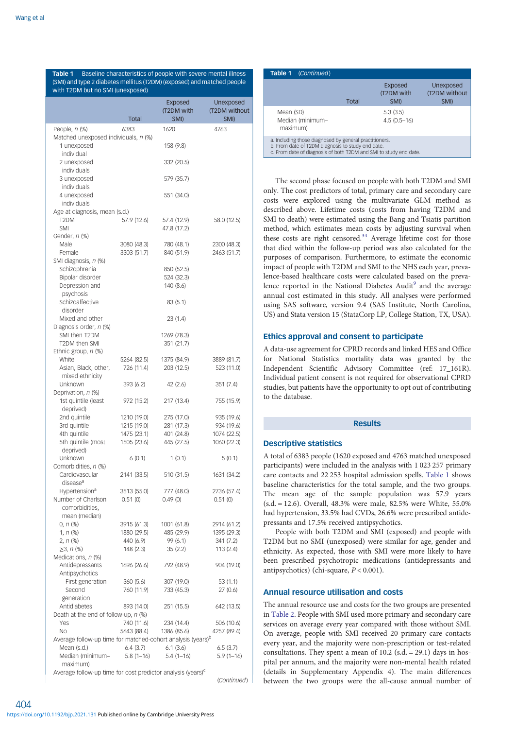**Table 1** Baseline characteristics of people with severe mental illness (SMI) and type 2 diabetes mellitus (T2DM) (exposed) and matched people with T2DM but no SMI (unexposed)

| | Total | Exposed (T2DM with SMI) | Unexposed (T2DM without SMI) |
|---|---|---|---|
| People, *n* (%) | 6383 | 1620 | 4763 |
| Matched unexposed individuals, *n* (%) | | | |
| 1 unexposed individual | | 158 (9.8) | |
| 2 unexposed individuals | | 332 (20.5) | |
| 3 unexposed individuals | | 579 (35.7) | |
| 4 unexposed individuals | | 551 (34.0) | |
| Age at diagnosis, mean (s.d.) | | | |
| T2DM | 57.9 (12.6) | 57.4 (12.9) | 58.0 (12.5) |
| SMI | | 47.8 (17.2) | |
| Gender, *n* (%) | | | |
| Male | 3080 (48.3) | 780 (48.1) | 2300 (48.3) |
| Female | 3303 (51.7) | 840 (51.9) | 2463 (51.7) |
| SMI diagnosis, *n* (%) | | | |
| Schizophrenia | | 850 (52.5) | |
| Bipolar disorder | | 524 (32.3) | |
| Depression and psychosis | | 140 (8.6) | |
| Schizoaffective disorder | | 83 (5.1) | |
| Mixed and other | | 23 (1.4) | |
| Diagnosis order, *n* (%) | | | |
| SMI then T2DM | | 1269 (78.3) | |
| T2DM then SMI | | 351 (21.7) | |
| Ethnic group, *n* (%) | | | |
| White | 5264 (82.5) | 1375 (84.9) | 3889 (81.7) |
| Asian, Black, other, mixed ethnicity | 726 (11.4) | 203 (12.5) | 523 (11.0) |
| Unknown | 393 (6.2) | 42 (2.6) | 351 (7.4) |
| Deprivation, *n* (%) | | | |
| 1st quintile (least deprived) | 972 (15.2) | 217 (13.4) | 755 (15.9) |
| 2nd quintile | 1210 (19.0) | 275 (17.0) | 935 (19.6) |
| 3rd quintile | 1215 (19.0) | 281 (17.3) | 934 (19.6) |
| 4th quintile | 1475 (23.1) | 401 (24.8) | 1074 (22.5) |
| 5th quintile (most deprived) | 1505 (23.6) | 445 (27.5) | 1060 (22.3) |
| Unknown | 6 (0.1) | 1 (0.1) | 5 (0.1) |
| Comorbidities, *n* (%) | | | |
| Cardiovascular disease[a] | 2141 (33.5) | 510 (31.5) | 1631 (34.2) |
| Hypertension[a] | 3513 (55.0) | 777 (48.0) | 2736 (57.4) |
| Number of Charlson comorbidities, mean (median) | 0.51 (0) | 0.49 (0) | 0.51 (0) |
| 0, *n* (%) | 3915 (61.3) | 1001 (61.8) | 2914 (61.2) |
| 1, *n* (%) | 1880 (29.5) | 485 (29.9) | 1395 (29.3) |
| 2, *n* (%) | 440 (6.9) | 99 (6.1) | 341 (7.2) |
| ≥3, *n* (%) | 148 (2.3) | 35 (2.2) | 113 (2.4) |
| Medications, *n* (%) | | | |
| Antidepressants | 1696 (26.6) | 792 (48.9) | 904 (19.0) |
| Antipsychotics | | | |
| First generation | 360 (5.6) | 307 (19.0) | 53 (1.1) |
| Second generation | 760 (11.9) | 733 (45.3) | 27 (0.6) |
| Antidiabetes | 893 (14.0) | 251 (15.5) | 642 (13.5) |
| Death at the end of follow-up, *n* (%) | | | |
| Yes | 740 (11.6) | 234 (14.4) | 506 (10.6) |
| No | 5643 (88.4) | 1386 (85.6) | 4257 (89.4) |
| Average follow-up time for matched-cohort analysis (years)[b] | | | |
| Mean (s.d.) | 6.4 (3.7) | 6.1 (3.6) | 6.5 (3.7) |
| Median (minimum–maximum) | 5.8 (1–16) | 5.4 (1–16) | 5.9 (1–16) |
| Average follow-up time for cost predictor analysis (years)[c] | | | |
| Mean (SD) | | 5.3 (3.5) | |
| Median (minimum–maximum) | | 4.5 (0.5–16) | |

a. Including those diagnosed by general practitioners.
b. From date of T2DM diagnosis to study end date.
c. From date of diagnosis of both T2DM and SMI to study end date.

The second phase focused on people with both T2DM and SMI only. The cost predictors of total, primary care and secondary care costs were explored using the multivariate GLM method as described above. Lifetime costs (costs from having T2DM and SMI to death) were estimated using the Bang and Tsiatis partition method, which estimates mean costs by adjusting survival when these costs are right censored.[34] Average lifetime cost for those that died within the follow-up period was also calculated for the purposes of comparison. Furthermore, to estimate the economic impact of people with T2DM and SMI to the NHS each year, prevalence-based healthcare costs were calculated based on the prevalence reported in the National Diabetes Audit[9] and the average annual cost estimated in this study. All analyses were performed using SAS software, version 9.4 (SAS Institute, North Carolina, US) and Stata version 15 (StataCorp LP, College Station, TX, USA).

## Ethics approval and consent to participate

A data-use agreement for CPRD records and linked HES and Office for National Statistics mortality data was granted by the Independent Scientific Advisory Committee (ref: 17_161R). Individual patient consent is not required for observational CPRD studies, but patients have the opportunity to opt out of contributing to the database.

# Results

## Descriptive statistics

A total of 6383 people (1620 exposed and 4763 matched unexposed participants) were included in the analysis with 1 023 257 primary care contacts and 22 253 hospital admission spells. Table 1 shows baseline characteristics for the total sample, and the two groups. The mean age of the sample population was 57.9 years (s.d. = 12.6). Overall, 48.3% were male, 82.5% were White, 55.0% had hypertension, 33.5% had CVDs, 26.6% were prescribed antidepressants and 17.5% received antipsychotics.

People with both T2DM and SMI (exposed) and people with T2DM but no SMI (unexposed) were similar for age, gender and ethnicity. As expected, those with SMI were more likely to have been prescribed psychotropic medications (antidepressants and antipsychotics) (chi-square, $P < 0.001$).

## Annual resource utilisation and costs

The annual resource use and costs for the two groups are presented in Table 2. People with SMI used more primary and secondary care services on average every year compared with those without SMI. On average, people with SMI received 20 primary care contacts every year, and the majority were non-prescription or test-related consultations. They spent a mean of 10.2 (s.d. = 29.1) days in hospital per annum, and the majority were non-mental health related (details in Supplementary Appendix 4). The main differences between the two groups were the all-cause annual number of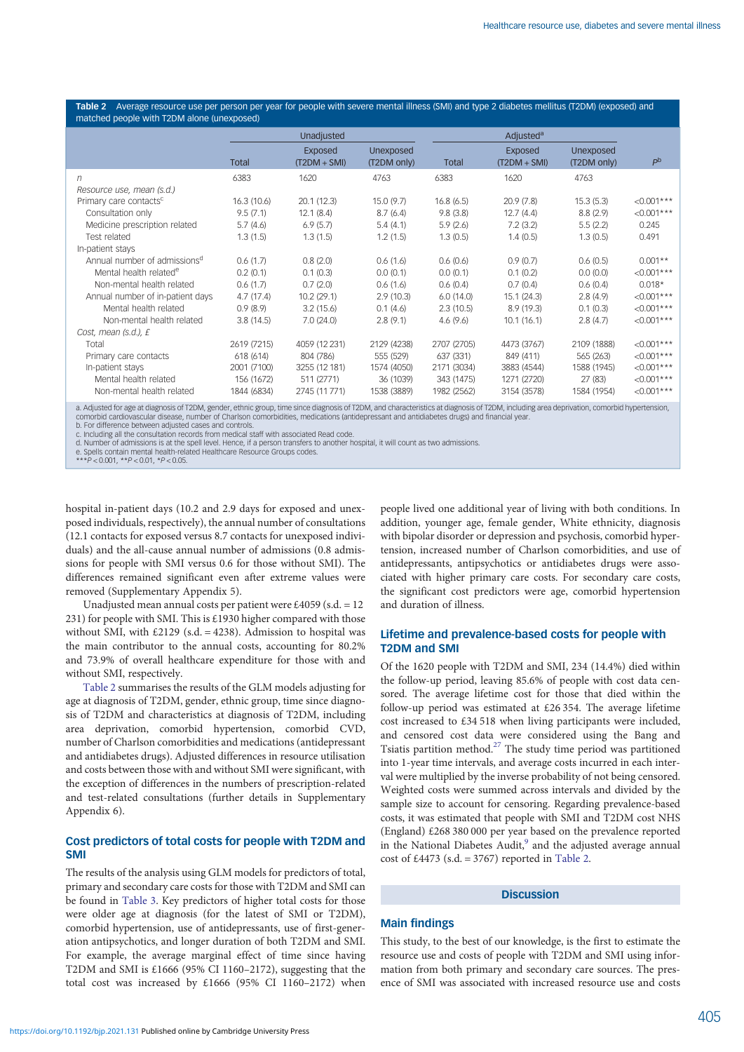Table 2 Average resource use per person per year for people with severe mental illness (SMI) and type 2 diabetes mellitus (T2DM) (exposed) and matched people with T2DM alone (unexposed)

| | Unadjusted | | | Adjusted[a] | | | |
|---|---|---|---|---|---|---|---|
| | Total | Exposed (T2DM + SMI) | Unexposed (T2DM only) | Total | Exposed (T2DM + SMI) | Unexposed (T2DM only) | P[b] |
| n | 6383 | 1620 | 4763 | 6383 | 1620 | 4763 | |
| Resource use, mean (s.d.) | | | | | | | |
| Primary care contacts[c] | 16.3 (10.6) | 20.1 (12.3) | 15.0 (9.7) | 16.8 (6.5) | 20.9 (7.8) | 15.3 (5.3) | <0.001*** |
| Consultation only | 9.5 (7.1) | 12.1 (8.4) | 8.7 (6.4) | 9.8 (3.8) | 12.7 (4.4) | 8.8 (2.9) | <0.001*** |
| Medicine prescription related | 5.7 (4.6) | 6.9 (5.7) | 5.4 (4.1) | 5.9 (2.6) | 7.2 (3.2) | 5.5 (2.2) | 0.245 |
| Test related | 1.3 (1.5) | 1.3 (1.5) | 1.2 (1.5) | 1.3 (0.5) | 1.4 (0.5) | 1.3 (0.5) | 0.491 |
| In-patient stays | | | | | | | |
| Annual number of admissions[d] | 0.6 (1.7) | 0.8 (2.0) | 0.6 (1.6) | 0.6 (0.6) | 0.9 (0.7) | 0.6 (0.5) | 0.001** |
| Mental health related[e] | 0.2 (0.1) | 0.1 (0.3) | 0.0 (0.1) | 0.0 (0.1) | 0.1 (0.2) | 0.0 (0.0) | <0.001*** |
| Non-mental health related | 0.6 (1.7) | 0.7 (2.0) | 0.6 (1.6) | 0.6 (0.4) | 0.7 (0.4) | 0.6 (0.4) | 0.018* |
| Annual number of in-patient days | 4.7 (17.4) | 10.2 (29.1) | 2.9 (10.3) | 6.0 (14.0) | 15.1 (24.3) | 2.8 (4.9) | <0.001*** |
| Mental health related | 0.9 (8.9) | 3.2 (15.6) | 0.1 (4.6) | 2.3 (10.5) | 8.9 (19.3) | 0.1 (0.3) | <0.001*** |
| Non-mental health related | 3.8 (14.5) | 7.0 (24.0) | 2.8 (9.1) | 4.6 (9.6) | 10.1 (16.1) | 2.8 (4.7) | <0.001*** |
| Cost, mean (s.d.), £ | | | | | | | |
| Total | 2619 (7215) | 4059 (12 231) | 2129 (4238) | 2707 (2705) | 4473 (3767) | 2109 (1888) | <0.001*** |
| Primary care contacts | 618 (614) | 804 (786) | 555 (529) | 637 (331) | 849 (411) | 565 (263) | <0.001*** |
| In-patient stays | 2001 (7100) | 3255 (12 181) | 1574 (4050) | 2171 (3034) | 3883 (4544) | 1588 (1945) | <0.001*** |
| Mental health related | 156 (1672) | 511 (2771) | 36 (1039) | 343 (1475) | 1271 (2720) | 27 (83) | <0.001*** |
| Non-mental health related | 1844 (6834) | 2745 (11 771) | 1538 (3889) | 1982 (2562) | 3154 (3578) | 1584 (1954) | <0.001*** |

a. Adjusted for age at diagnosis of T2DM, gender, ethnic group, time since diagnosis of T2DM, and characteristics at diagnosis of T2DM, including area deprivation, comorbid hypertension, comorbid cardiovascular disease, number of Charlson comorbidities, medications (antidepressant and antidiabetes drugs) and financial year.
b. For difference between adjusted cases and controls.
c. Including all the consultation records from medical staff with associated Read code.
d. Number of admissions is at the spell level. Hence, if a person transfers to another hospital, it will count as two admissions.
e. Spells contain mental health-related Healthcare Resource Groups codes.
***$P < 0.001$, **$P < 0.01$, *$P < 0.05$.

hospital in-patient days (10.2 and 2.9 days for exposed and unexposed individuals, respectively), the annual number of consultations (12.1 contacts for exposed versus 8.7 contacts for unexposed individuals) and the all-cause annual number of admissions (0.8 admissions for people with SMI versus 0.6 for those without SMI). The differences remained significant even after extreme values were removed (Supplementary Appendix 5).

Unadjusted mean annual costs per patient were £4059 (s.d. = 12 231) for people with SMI. This is £1930 higher compared with those without SMI, with £2129 (s.d. = 4238). Admission to hospital was the main contributor to the annual costs, accounting for 80.2% and 73.9% of overall healthcare expenditure for those with and without SMI, respectively.

Table 2 summarises the results of the GLM models adjusting for age at diagnosis of T2DM, gender, ethnic group, time since diagnosis of T2DM and characteristics at diagnosis of T2DM, including area deprivation, comorbid hypertension, comorbid CVD, number of Charlson comorbidities and medications (antidepressant and antidiabetes drugs). Adjusted differences in resource utilisation and costs between those with and without SMI were significant, with the exception of differences in the numbers of prescription-related and test-related consultations (further details in Supplementary Appendix 6).

## Cost predictors of total costs for people with T2DM and SMI

The results of the analysis using GLM models for predictors of total, primary and secondary care costs for those with T2DM and SMI can be found in Table 3. Key predictors of higher total costs for those were older age at diagnosis (for the latest of SMI or T2DM), comorbid hypertension, use of antidepressants, use of first-generation antipsychotics, and longer duration of both T2DM and SMI. For example, the average marginal effect of time since having T2DM and SMI is £1666 (95% CI 1160–2172), suggesting that the total cost was increased by £1666 (95% CI 1160–2172) when people lived one additional year of living with both conditions. In addition, younger age, female gender, White ethnicity, diagnosis with bipolar disorder or depression and psychosis, comorbid hypertension, increased number of Charlson comorbidities, and use of antidepressants, antipsychotics or antidiabetes drugs were associated with higher primary care costs. For secondary care costs, the significant cost predictors were age, comorbid hypertension and duration of illness.

## Lifetime and prevalence-based costs for people with T2DM and SMI

Of the 1620 people with T2DM and SMI, 234 (14.4%) died within the follow-up period, leaving 85.6% of people with cost data censored. The average lifetime cost for those that died within the follow-up period was estimated at £26 354. The average lifetime cost increased to £34 518 when living participants were included, and censored cost data were considered using the Bang and Tsiatis partition method.[27] The study time period was partitioned into 1-year time intervals, and average costs incurred in each interval were multiplied by the inverse probability of not being censored. Weighted costs were summed across intervals and divided by the sample size to account for censoring. Regarding prevalence-based costs, it was estimated that people with SMI and T2DM cost NHS (England) £268 380 000 per year based on the prevalence reported in the National Diabetes Audit,[9] and the adjusted average annual cost of £4473 (s.d. = 3767) reported in Table 2.

## Discussion

### Main findings

This study, to the best of our knowledge, is the first to estimate the resource use and costs of people with T2DM and SMI using information from both primary and secondary care sources. The presence of SMI was associated with increased resource use and costs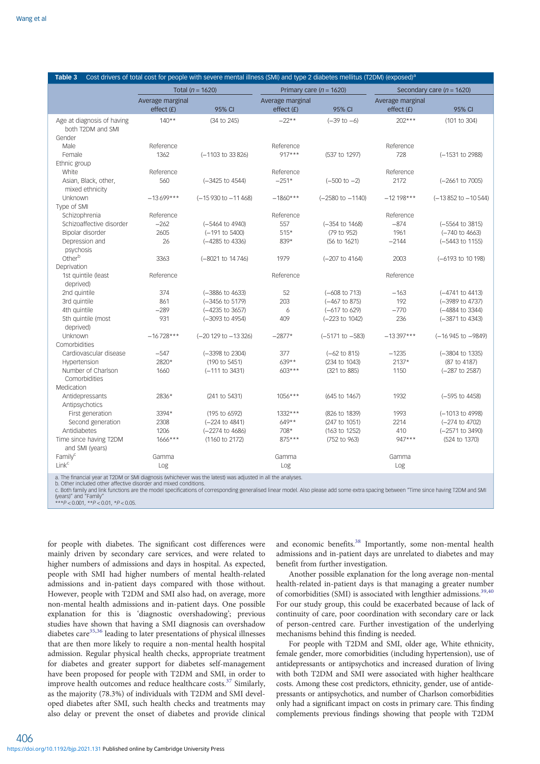**Table 3** Cost drivers of total cost for people with severe mental illness (SMI) and type 2 diabetes mellitus (T2DM) (exposed)[a]

| | Total ($n$ = 1620) | | Primary care ($n$ = 1620) | | Secondary care ($n$ = 1620) | |
|---|---|---|---|---|---|---|
| | Average marginal effect (£) | 95% CI | Average marginal effect (£) | 95% CI | Average marginal effect (£) | 95% CI |
| Age at diagnosis of having both T2DM and SMI | 140** | (34 to 245) | −22** | (−39 to −6) | 202*** | (101 to 304) |
| Gender | | | | | | |
| Male | Reference | | Reference | | Reference | |
| Female | 1362 | (−1103 to 33 826) | 917*** | (537 to 1297) | 728 | (−1531 to 2988) |
| Ethnic group | | | | | | |
| White | Reference | | Reference | | Reference | |
| Asian, Black, other, mixed ethnicity | 560 | (−3425 to 4544) | −251* | (−500 to −2) | 2172 | (−2661 to 7005) |
| Unknown | −13 699*** | (−15 930 to −11 468) | −1860*** | (−2580 to −1140) | −12 198*** | (−13 852 to −10 544) |
| Type of SMI | | | | | | |
| Schizophrenia | Reference | | Reference | | Reference | |
| Schizoaffective disorder | −262 | (−5464 to 4940) | 557 | (−354 to 1468) | −874 | (−5564 to 3815) |
| Bipolar disorder | 2605 | (−191 to 5400) | 515* | (79 to 952) | 1961 | (−740 to 4663) |
| Depression and psychosis | 26 | (−4285 to 4336) | 839* | (56 to 1621) | −2144 | (−5443 to 1155) |
| Other[b] | 3363 | (−8021 to 14 746) | 1979 | (−207 to 4164) | 2003 | (−6193 to 10 198) |
| Deprivation | | | | | | |
| 1st quintile (least deprived) | Reference | | Reference | | Reference | |
| 2nd quintile | 374 | (−3886 to 4633) | 52 | (−608 to 713) | −163 | (−4741 to 4413) |
| 3rd quintile | 861 | (−3456 to 5179) | 203 | (−467 to 875) | 192 | (−3989 to 4737) |
| 4th quintile | −289 | (−4235 to 3657) | 6 | (−617 to 629) | −770 | (−4884 to 3344) |
| 5th quintile (most deprived) | 931 | (−3093 to 4954) | 409 | (−223 to 1042) | 236 | (−3871 to 4343) |
| Unknown | −16 728*** | (−20 129 to −13 326) | −2877* | (−5171 to −583) | −13 397*** | (−16 945 to −9849) |
| Comorbidities | | | | | | |
| Cardiovascular disease | −547 | (−3398 to 2304) | 377 | (−62 to 815) | −1235 | (−3804 to 1335) |
| Hypertension | 2820* | (190 to 5451) | 639** | (234 to 1043) | 2137* | (87 to 4187) |
| Number of Charlson Comorbidities | 1660 | (−111 to 3431) | 603*** | (321 to 885) | 1150 | (−287 to 2587) |
| Medication | | | | | | |
| Antidepressants | 2836* | (241 to 5431) | 1056*** | (645 to 1467) | 1932 | (−595 to 4458) |
| Antipsychotics | | | | | | |
| First generation | 3394* | (195 to 6592) | 1332*** | (826 to 1839) | 1993 | (−1013 to 4998) |
| Second generation | 2308 | (−224 to 4841) | 649** | (247 to 1051) | 2214 | (−274 to 4702) |
| Antidiabetes | 1206 | (−2274 to 4686) | 708* | (163 to 1252) | 410 | (−2571 to 3490) |
| Time since having T2DM and SMI (years) | 1666*** | (1160 to 2172) | 875*** | (752 to 963) | 947*** | (524 to 1370) |
| Family[c] | Gamma | | Gamma | | Gamma | |
| Link[c] | Log | | Log | | Log | |

a. The financial year at T2DM or SMI diagnosis (whichever was the latest) was adjusted in all the analyses.
b. Other included other affective disorder and mixed conditions.
c. Both family and link functions are the model specifications of corresponding generalised linear model. Also please add some extra spacing between "Time since having T2DM and SMI (years)" and "Family"
***$P$ < 0.001, **$P$ < 0.01, *$P$ < 0.05.

for people with diabetes. The significant cost differences were mainly driven by secondary care services, and were related to higher numbers of admissions and days in hospital. As expected, people with SMI had higher numbers of mental health-related admissions and in-patient days compared with those without. However, people with T2DM and SMI also had, on average, more non-mental health admissions and in-patient days. One possible explanation for this is 'diagnostic overshadowing'; previous studies have shown that having a SMI diagnosis can overshadow diabetes care[35,36] leading to later presentations of physical illnesses that are then more likely to require a non-mental health hospital admission. Regular physical health checks, appropriate treatment for diabetes and greater support for diabetes self-management have been proposed for people with T2DM and SMI, in order to improve health outcomes and reduce healthcare costs.[37] Similarly, as the majority (78.3%) of individuals with T2DM and SMI developed diabetes after SMI, such health checks and treatments may also delay or prevent the onset of diabetes and provide clinical and economic benefits.[38] Importantly, some non-mental health admissions and in-patient days are unrelated to diabetes and may benefit from further investigation.

Another possible explanation for the long average non-mental health-related in-patient days is that managing a greater number of comorbidities (SMI) is associated with lengthier admissions.[39,40] For our study group, this could be exacerbated because of lack of continuity of care, poor coordination with secondary care or lack of person-centred care. Further investigation of the underlying mechanisms behind this finding is needed.

For people with T2DM and SMI, older age, White ethnicity, female gender, more comorbidities (including hypertension), use of antidepressants or antipsychotics and increased duration of living with both T2DM and SMI were associated with higher healthcare costs. Among these cost predictors, ethnicity, gender, use of antidepressants or antipsychotics, and number of Charlson comorbidities only had a significant impact on costs in primary care. This finding complements previous findings showing that people with T2DM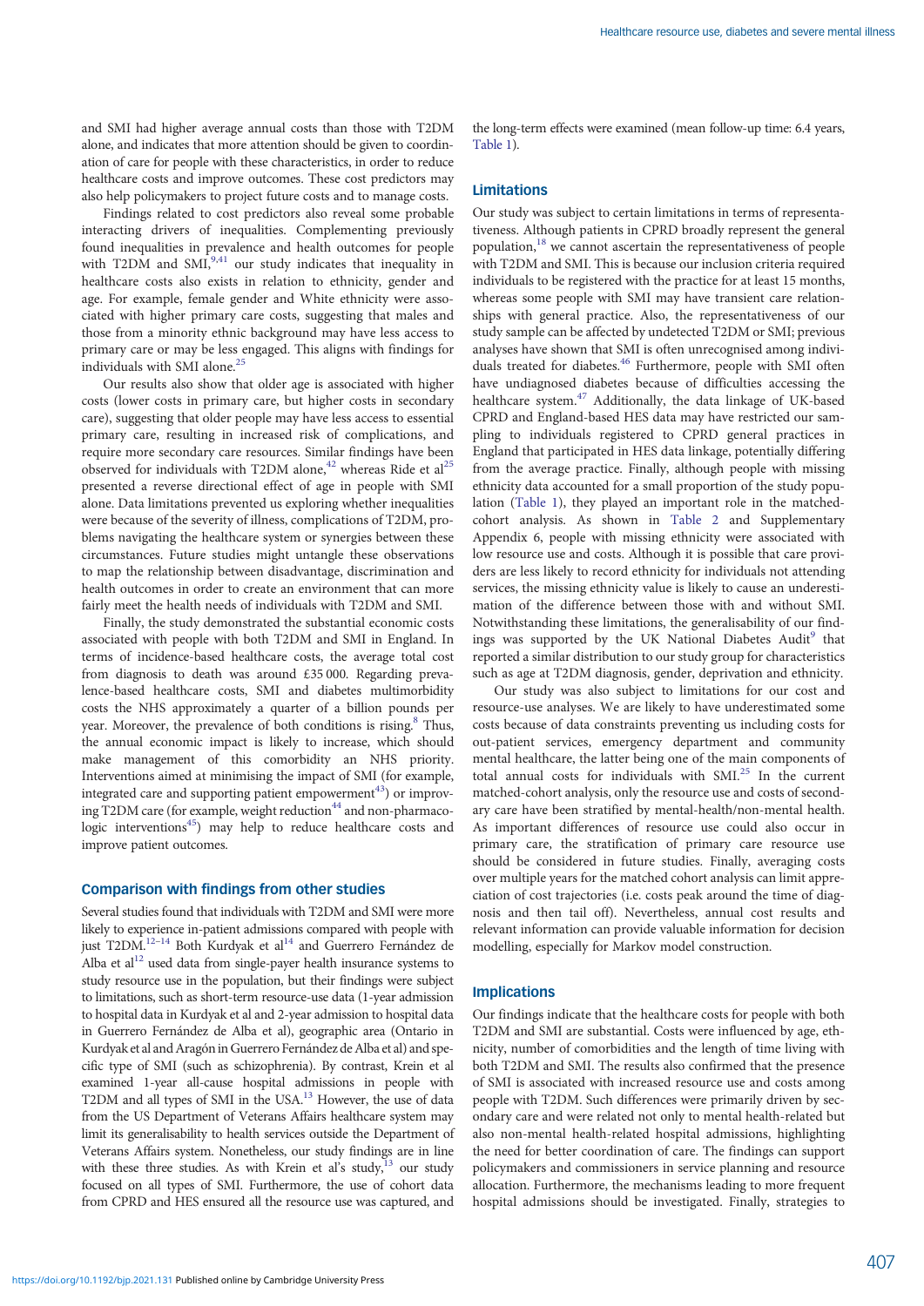and SMI had higher average annual costs than those with T2DM alone, and indicates that more attention should be given to coordination of care for people with these characteristics, in order to reduce healthcare costs and improve outcomes. These cost predictors may also help policymakers to project future costs and to manage costs.

Findings related to cost predictors also reveal some probable interacting drivers of inequalities. Complementing previously found inequalities in prevalence and health outcomes for people with T2DM and SMI,[9,41] our study indicates that inequality in healthcare costs also exists in relation to ethnicity, gender and age. For example, female gender and White ethnicity were associated with higher primary care costs, suggesting that males and those from a minority ethnic background may have less access to primary care or may be less engaged. This aligns with findings for individuals with SMI alone.[25]

Our results also show that older age is associated with higher costs (lower costs in primary care, but higher costs in secondary care), suggesting that older people may have less access to essential primary care, resulting in increased risk of complications, and require more secondary care resources. Similar findings have been observed for individuals with T2DM alone,[42] whereas Ride et al[25] presented a reverse directional effect of age in people with SMI alone. Data limitations prevented us exploring whether inequalities were because of the severity of illness, complications of T2DM, problems navigating the healthcare system or synergies between these circumstances. Future studies might untangle these observations to map the relationship between disadvantage, discrimination and health outcomes in order to create an environment that can more fairly meet the health needs of individuals with T2DM and SMI.

Finally, the study demonstrated the substantial economic costs associated with people with both T2DM and SMI in England. In terms of incidence-based healthcare costs, the average total cost from diagnosis to death was around £35 000. Regarding prevalence-based healthcare costs, SMI and diabetes multimorbidity costs the NHS approximately a quarter of a billion pounds per year. Moreover, the prevalence of both conditions is rising.[8] Thus, the annual economic impact is likely to increase, which should make management of this comorbidity an NHS priority. Interventions aimed at minimising the impact of SMI (for example, integrated care and supporting patient empowerment[43]) or improving T2DM care (for example, weight reduction[44] and non-pharmacologic interventions[45]) may help to reduce healthcare costs and improve patient outcomes.

## Comparison with findings from other studies

Several studies found that individuals with T2DM and SMI were more likely to experience in-patient admissions compared with people with just T2DM.[12–14] Both Kurdyak et al[14] and Guerrero Fernández de Alba et al[12] used data from single-payer health insurance systems to study resource use in the population, but their findings were subject to limitations, such as short-term resource-use data (1-year admission to hospital data in Kurdyak et al and 2-year admission to hospital data in Guerrero Fernández de Alba et al), geographic area (Ontario in Kurdyak et al and Aragón in Guerrero Fernández de Alba et al) and specific type of SMI (such as schizophrenia). By contrast, Krein et al examined 1-year all-cause hospital admissions in people with T2DM and all types of SMI in the USA.[13] However, the use of data from the US Department of Veterans Affairs healthcare system may limit its generalisability to health services outside the Department of Veterans Affairs system. Nonetheless, our study findings are in line with these three studies. As with Krein et al's study,[13] our study focused on all types of SMI. Furthermore, the use of cohort data from CPRD and HES ensured all the resource use was captured, and the long-term effects were examined (mean follow-up time: 6.4 years, Table 1).

## Limitations

Our study was subject to certain limitations in terms of representativeness. Although patients in CPRD broadly represent the general population,[18] we cannot ascertain the representativeness of people with T2DM and SMI. This is because our inclusion criteria required individuals to be registered with the practice for at least 15 months, whereas some people with SMI may have transient care relationships with general practice. Also, the representativeness of our study sample can be affected by undetected T2DM or SMI; previous analyses have shown that SMI is often unrecognised among individuals treated for diabetes.[46] Furthermore, people with SMI often have undiagnosed diabetes because of difficulties accessing the healthcare system.[47] Additionally, the data linkage of UK-based CPRD and England-based HES data may have restricted our sampling to individuals registered to CPRD general practices in England that participated in HES data linkage, potentially differing from the average practice. Finally, although people with missing ethnicity data accounted for a small proportion of the study population (Table 1), they played an important role in the matched-cohort analysis. As shown in Table 2 and Supplementary Appendix 6, people with missing ethnicity were associated with low resource use and costs. Although it is possible that care providers are less likely to record ethnicity for individuals not attending services, the missing ethnicity value is likely to cause an underestimation of the difference between those with and without SMI. Notwithstanding these limitations, the generalisability of our findings was supported by the UK National Diabetes Audit[9] that reported a similar distribution to our study group for characteristics such as age at T2DM diagnosis, gender, deprivation and ethnicity.

Our study was also subject to limitations for our cost and resource-use analyses. We are likely to have underestimated some costs because of data constraints preventing us including costs for out-patient services, emergency department and community mental healthcare, the latter being one of the main components of total annual costs for individuals with SMI.[25] In the current matched-cohort analysis, only the resource use and costs of secondary care have been stratified by mental-health/non-mental health. As important differences of resource use could also occur in primary care, the stratification of primary care resource use should be considered in future studies. Finally, averaging costs over multiple years for the matched cohort analysis can limit appreciation of cost trajectories (i.e. costs peak around the time of diagnosis and then tail off). Nevertheless, annual cost results and relevant information can provide valuable information for decision modelling, especially for Markov model construction.

## Implications

Our findings indicate that the healthcare costs for people with both T2DM and SMI are substantial. Costs were influenced by age, ethnicity, number of comorbidities and the length of time living with both T2DM and SMI. The results also confirmed that the presence of SMI is associated with increased resource use and costs among people with T2DM. Such differences were primarily driven by secondary care and were related not only to mental health-related but also non-mental health-related hospital admissions, highlighting the need for better coordination of care. The findings can support policymakers and commissioners in service planning and resource allocation. Furthermore, the mechanisms leading to more frequent hospital admissions should be investigated. Finally, strategies to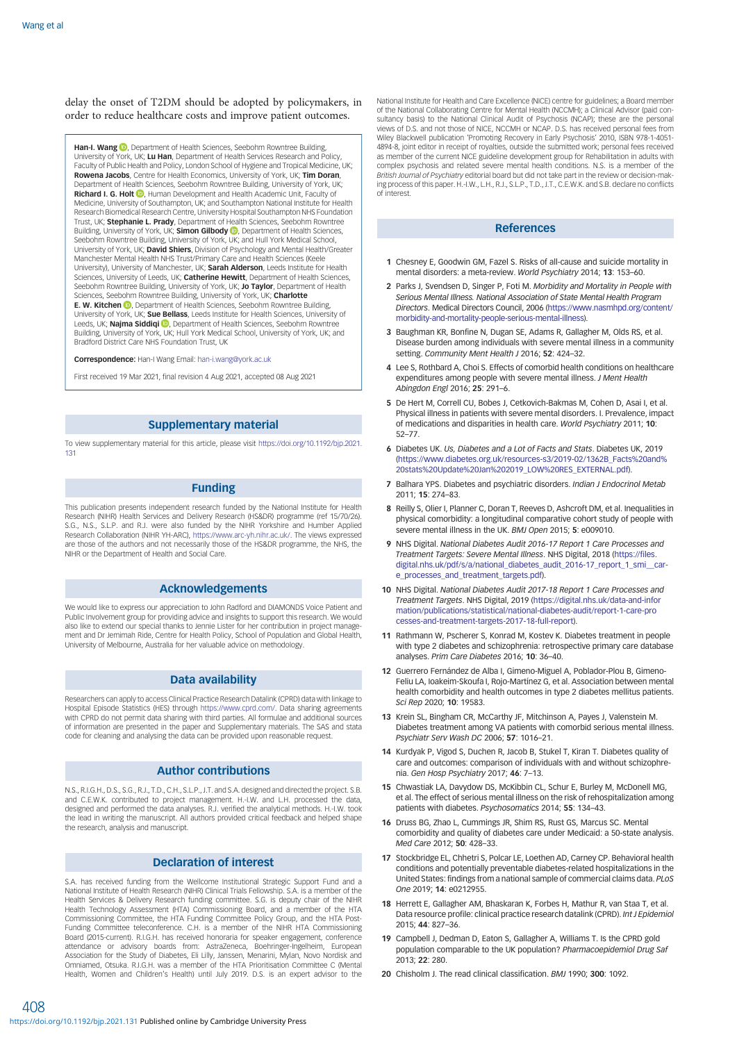delay the onset of T2DM should be adopted by policymakers, in order to reduce healthcare costs and improve patient outcomes.

**Han-I. Wang**, Department of Health Sciences, Seebohm Rowntree Building, University of York, UK; **Lu Han**, Department of Health Services Research and Policy, Faculty of Public Health and Policy, London School of Hygiene and Tropical Medicine, UK; **Rowena Jacobs**, Centre for Health Economics, University of York, UK; **Tim Doran**, Department of Health Sciences, Seebohm Rowntree Building, University of York, UK; **Richard I. G. Holt**, Human Development and Health Academic Unit, Faculty of Medicine, University of Southampton, UK; and Southampton National Institute for Health Research Biomedical Research Centre, University Hospital Southampton NHS Foundation Trust, UK; **Stephanie L. Prady**, Department of Health Sciences, Seebohm Rowntree Building, University of York, UK; **Simon Gilbody**, Department of Health Sciences, Seebohm Rowntree Building, University of York, UK; and Hull York Medical School, University of York, UK; **David Shiers**, Division of Psychology and Mental Health/Greater Manchester Mental Health NHS Trust/Primary Care and Health Sciences (Keele University), University of Manchester, UK; **Sarah Alderson**, Leeds Institute for Health Sciences, University of Leeds, UK; **Catherine Hewitt**, Department of Health Sciences, Seebohm Rowntree Building, University of York, UK; **Jo Taylor**, Department of Health Sciences, Seebohm Rowntree Building, University of York, UK; **Charlotte E. W. Kitchen**, Department of Health Sciences, Seebohm Rowntree Building, University of York, UK; **Sue Bellass**, Leeds Institute for Health Sciences, University of Leeds, UK; **Najma Siddiqi**, Department of Health Sciences, Seebohm Rowntree Building, University of York, UK; Hull York Medical School, University of York, UK; and Bradford District Care NHS Foundation Trust, UK

**Correspondence:** Han-I Wang Email: han-i.wang@york.ac.uk

First received 19 Mar 2021, final revision 4 Aug 2021, accepted 08 Aug 2021

## Supplementary material

To view supplementary material for this article, please visit https://doi.org/10.1192/bjp.2021.131

## Funding

This publication presents independent research funded by the National Institute for Health Research (NIHR) Health Services and Delivery Research (HS&DR) programme (ref 15/70/26). S.G., N.S., S.L.P. and R.J. were also funded by the NIHR Yorkshire and Humber Applied Research Collaboration (NIHR YH-ARC), https://www.arc-yh.nihr.ac.uk/. The views expressed are those of the authors and not necessarily those of the HS&DR programme, the NHS, the NIHR or the Department of Health and Social Care.

## Acknowledgements

We would like to express our appreciation to John Radford and DIAMONDS Voice Patient and Public Involvement group for providing advice and insights to support this research. We would also like to extend our special thanks to Jennie Lister for her contribution in project management and Dr Jemimah Ride, Centre for Health Policy, School of Population and Global Health, University of Melbourne, Australia for her valuable advice on methodology.

## Data availability

Researchers can apply to access Clinical Practice Research Datalink (CPRD) data with linkage to Hospital Episode Statistics (HES) through https://www.cprd.com/. Data sharing agreements with CPRD do not permit data sharing with third parties. All formulae and additional sources of information are presented in the paper and Supplementary materials. The SAS and stata code for cleaning and analysing the data can be provided upon reasonable request.

## Author contributions

N.S., R.I.G.H., D.S., S.G., R.J., T.D., C.H., S.L.P., J.T. and S.A. designed and directed the project. S.B. and C.E.W.K. contributed to project management. H.-I.W. and L.H. processed the data, designed and performed the data analyses. R.J. verified the analytical methods. H.-I.W. took the lead in writing the manuscript. All authors provided critical feedback and helped shape the research, analysis and manuscript.

## Declaration of interest

S.A. has received funding from the Wellcome Institutional Strategic Support Fund and a National Institute of Health Research (NIHR) Clinical Trials Fellowship. S.A. is a member of the Health Services & Delivery Research funding committee. S.G. is deputy chair of the NIHR Health Technology Assessment (HTA) Commissioning Board, and a member of the HTA Commissioning Committee, the HTA Funding Committee Policy Group, and the HTA Post-Funding Committee teleconference. C.H. is a member of the NIHR HTA Commissioning Board (2015-current). R.I.G.H. has received honoraria for speaker engagement, conference attendance or advisory boards from: AstraZeneca, Boehringer-Ingelheim, European Association for the Study of Diabetes, Eli Lilly, Janssen, Menarini, Mylan, Novo Nordisk and Omniamed, Otsuka. R.I.G.H. was a member of the HTA Prioritisation Committee C (Mental Health, Women and Children's Health) until July 2019. D.S. is an expert advisor to the National Institute for Health and Care Excellence (NICE) centre for guidelines; a Board member of the National Collaborating Centre for Mental Health (NCCMH); a Clinical Advisor (paid consultancy basis) to the National Clinical Audit of Psychosis (NCAP); these are the personal views of D.S. and not those of NICE, NCCMH or NCAP. D.S. has received personal fees from Wiley Blackwell publication 'Promoting Recovery in Early Psychosis' 2010, ISBN 978-1-4051-4894-8, joint editor in receipt of royalties, outside the submitted work; personal fees received as member of the current NICE guideline development group for Rehabilitation in adults with complex psychosis and related severe mental health conditions. N.S. is a member of the *British Journal of Psychiatry* editorial board but did not take part in the review or decision-making process of this paper. H.-I.W., L.H., R.J., S.L.P., T.D., J.T., C.E.W.K. and S.B. declare no conflicts of interest.

## References

1. Chesney E, Goodwin GM, Fazel S. Risks of all-cause and suicide mortality in mental disorders: a meta-review. *World Psychiatry* 2014; **13**: 153–60.
2. Parks J, Svendsen D, Singer P, Foti M. *Morbidity and Mortality in People with Serious Mental Illness. National Association of State Mental Health Program Directors*. Medical Directors Council, 2006 (https://www.nasmhpd.org/content/morbidity-and-mortality-people-serious-mental-illness).
3. Baughman KR, Bonfine N, Dugan SE, Adams R, Gallagher M, Olds RS, et al. Disease burden among individuals with severe mental illness in a community setting. *Community Ment Health J* 2016; **52**: 424–32.
4. Lee S, Rothbard A, Choi S. Effects of comorbid health conditions on healthcare expenditures among people with severe mental illness. *J Ment Health Abingdon Engl* 2016; **25**: 291–6.
5. De Hert M, Correll CU, Bobes J, Cetkovich-Bakmas M, Cohen D, Asai I, et al. Physical illness in patients with severe mental disorders. I. Prevalence, impact of medications and disparities in health care. *World Psychiatry* 2011; **10**: 52–77.
6. Diabetes UK. *Us, Diabetes and a Lot of Facts and Stats*. Diabetes UK, 2019 (https://www.diabetes.org.uk/resources-s3/2019-02/1362B_Facts%20and%20stats%20Update%20Jan%202019_LOW%20RES_EXTERNAL.pdf).
7. Balhara YPS. Diabetes and psychiatric disorders. *Indian J Endocrinol Metab* 2011; **15**: 274–83.
8. Reilly S, Olier I, Planner C, Doran T, Reeves D, Ashcroft DM, et al. Inequalities in physical comorbidity: a longitudinal comparative cohort study of people with severe mental illness in the UK. *BMJ Open* 2015; **5**: e009010.
9. NHS Digital. *National Diabetes Audit 2016-17 Report 1 Care Processes and Treatment Targets: Severe Mental Illness*. NHS Digital, 2018 (https://files.digital.nhs.uk/pdf/s/a/national_diabetes_audit_2016-17_report_1_smi__care_processes_and_treatment_targets.pdf).
10. NHS Digital. *National Diabetes Audit 2017-18 Report 1 Care Processes and Treatment Targets*. NHS Digital, 2019 (https://digital.nhs.uk/data-and-information/publications/statistical/national-diabetes-audit/report-1-care-processes-and-treatment-targets-2017-18-full-report).
11. Rathmann W, Pscherer S, Konrad M, Kostev K. Diabetes treatment in people with type 2 diabetes and schizophrenia: retrospective primary care database analyses. *Prim Care Diabetes* 2016; **10**: 36–40.
12. Guerrero Fernández de Alba I, Gimeno-Miguel A, Poblador-Plou B, Gimeno-Feliu LA, Ioakeim-Skoufa I, Rojo-Martínez G, et al. Association between mental health comorbidity and health outcomes in type 2 diabetes mellitus patients. *Sci Rep* 2020; **10**: 19583.
13. Krein SL, Bingham CR, McCarthy JF, Mitchinson A, Payes J, Valenstein M. Diabetes treatment among VA patients with comorbid serious mental illness. *Psychiatr Serv Wash DC* 2006; **57**: 1016–21.
14. Kurdyak P, Vigod S, Duchen R, Jacob B, Stukel T, Kiran T. Diabetes quality of care and outcomes: comparison of individuals with and without schizophrenia. *Gen Hosp Psychiatry* 2017; **46**: 7–13.
15. Chwastiak LA, Davydow DS, McKibbin CL, Schur E, Burley M, McDonell MG, et al. The effect of serious mental illness on the risk of rehospitalization among patients with diabetes. *Psychosomatics* 2014; **55**: 134–43.
16. Druss BG, Zhao L, Cummings JR, Shim RS, Rust GS, Marcus SC. Mental comorbidity and quality of diabetes care under Medicaid: a 50-state analysis. *Med Care* 2012; **50**: 428–33.
17. Stockbridge EL, Chhetri S, Polcar LE, Loethen AD, Carney CP. Behavioral health conditions and potentially preventable diabetes-related hospitalizations in the United States: findings from a national sample of commercial claims data. *PLoS One* 2019; **14**: e0212955.
18. Herrett E, Gallagher AM, Bhaskaran K, Forbes H, Mathur R, van Staa T, et al. Data resource profile: clinical practice research datalink (CPRD). *Int J Epidemiol* 2015; **44**: 827–36.
19. Campbell J, Dedman D, Eaton S, Gallagher A, Williams T. Is the CPRD gold population comparable to the UK population? *Pharmacoepidemiol Drug Saf* 2013; **22**: 280.
20. Chisholm J. The read clinical classification. *BMJ* 1990; **300**: 1092.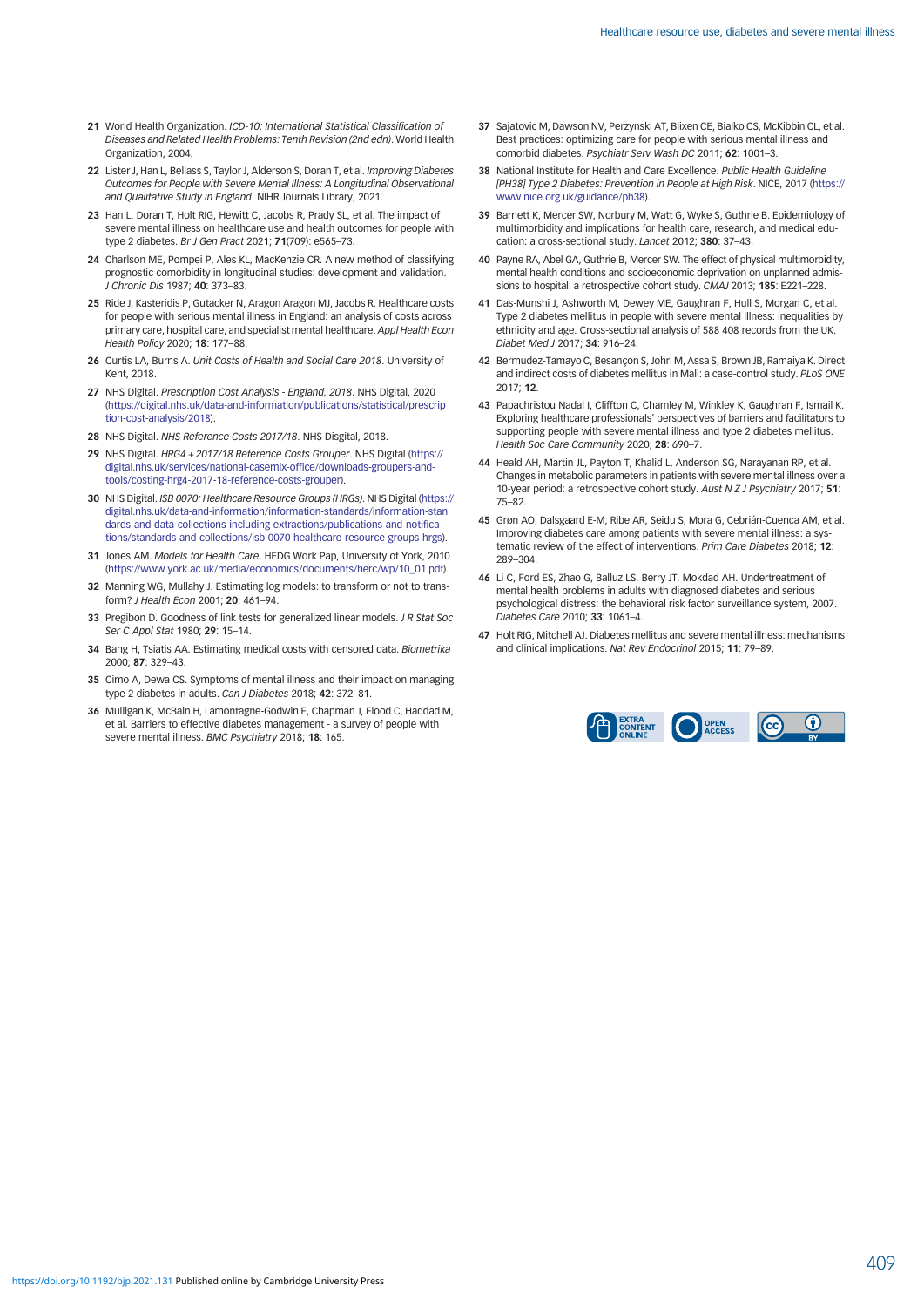21 World Health Organization. *ICD-10: International Statistical Classification of Diseases and Related Health Problems: Tenth Revision (2nd edn)*. World Health Organization, 2004.

22 Lister J, Han L, Bellass S, Taylor J, Alderson S, Doran T, et al. *Improving Diabetes Outcomes for People with Severe Mental Illness: A Longitudinal Observational and Qualitative Study in England*. NIHR Journals Library, 2021.

23 Han L, Doran T, Holt RIG, Hewitt C, Jacobs R, Prady SL, et al. The impact of severe mental illness on healthcare use and health outcomes for people with type 2 diabetes. *Br J Gen Pract* 2021; **71**(709): e565–73.

24 Charlson ME, Pompei P, Ales KL, MacKenzie CR. A new method of classifying prognostic comorbidity in longitudinal studies: development and validation. *J Chronic Dis* 1987; **40**: 373–83.

25 Ride J, Kasteridis P, Gutacker N, Aragon Aragon MJ, Jacobs R. Healthcare costs for people with serious mental illness in England: an analysis of costs across primary care, hospital care, and specialist mental healthcare. *Appl Health Econ Health Policy* 2020; **18**: 177–88.

26 Curtis LA, Burns A. *Unit Costs of Health and Social Care 2018*. University of Kent, 2018.

27 NHS Digital. *Prescription Cost Analysis - England, 2018*. NHS Digital, 2020 (https://digital.nhs.uk/data-and-information/publications/statistical/prescription-cost-analysis/2018).

28 NHS Digital. *NHS Reference Costs 2017/18*. NHS Disgital, 2018.

29 NHS Digital. *HRG4 + 2017/18 Reference Costs Grouper*. NHS Digital (https://digital.nhs.uk/services/national-casemix-office/downloads-groupers-and-tools/costing-hrg4-2017-18-reference-costs-grouper).

30 NHS Digital. *ISB 0070: Healthcare Resource Groups (HRGs)*. NHS Digital (https://digital.nhs.uk/data-and-information/information-standards/information-standards-and-data-collections-including-extractions/publications-and-notifications/standards-and-collections/isb-0070-healthcare-resource-groups-hrgs).

31 Jones AM. *Models for Health Care*. HEDG Work Pap, University of York, 2010 (https://www.york.ac.uk/media/economics/documents/herc/wp/10_01.pdf).

32 Manning WG, Mullahy J. Estimating log models: to transform or not to transform? *J Health Econ* 2001; **20**: 461–94.

33 Pregibon D. Goodness of link tests for generalized linear models. *J R Stat Soc Ser C Appl Stat* 1980; **29**: 15–14.

34 Bang H, Tsiatis AA. Estimating medical costs with censored data. *Biometrika* 2000; **87**: 329–43.

35 Cimo A, Dewa CS. Symptoms of mental illness and their impact on managing type 2 diabetes in adults. *Can J Diabetes* 2018; **42**: 372–81.

36 Mulligan K, McBain H, Lamontagne-Godwin F, Chapman J, Flood C, Haddad M, et al. Barriers to effective diabetes management - a survey of people with severe mental illness. *BMC Psychiatry* 2018; **18**: 165.

37 Sajatovic M, Dawson NV, Perzynski AT, Blixen CE, Bialko CS, McKibbin CL, et al. Best practices: optimizing care for people with serious mental illness and comorbid diabetes. *Psychiatr Serv Wash DC* 2011; **62**: 1001–3.

38 National Institute for Health and Care Excellence. *Public Health Guideline [PH38] Type 2 Diabetes: Prevention in People at High Risk*. NICE, 2017 (https://www.nice.org.uk/guidance/ph38).

39 Barnett K, Mercer SW, Norbury M, Watt G, Wyke S, Guthrie B. Epidemiology of multimorbidity and implications for health care, research, and medical education: a cross-sectional study. *Lancet* 2012; **380**: 37–43.

40 Payne RA, Abel GA, Guthrie B, Mercer SW. The effect of physical multimorbidity, mental health conditions and socioeconomic deprivation on unplanned admissions to hospital: a retrospective cohort study. *CMAJ* 2013; **185**: E221–228.

41 Das-Munshi J, Ashworth M, Dewey ME, Gaughran F, Hull S, Morgan C, et al. Type 2 diabetes mellitus in people with severe mental illness: inequalities by ethnicity and age. Cross-sectional analysis of 588 408 records from the UK. *Diabet Med J* 2017; **34**: 916–24.

42 Bermudez-Tamayo C, Besançon S, Johri M, Assa S, Brown JB, Ramaiya K. Direct and indirect costs of diabetes mellitus in Mali: a case-control study. *PLoS ONE* 2017; **12**.

43 Papachristou Nadal I, Cliffton C, Chamley M, Winkley K, Gaughran F, Ismail K. Exploring healthcare professionals' perspectives of barriers and facilitators to supporting people with severe mental illness and type 2 diabetes mellitus. *Health Soc Care Community* 2020; **28**: 690–7.

44 Heald AH, Martin JL, Payton T, Khalid L, Anderson SG, Narayanan RP, et al. Changes in metabolic parameters in patients with severe mental illness over a 10-year period: a retrospective cohort study. *Aust N Z J Psychiatry* 2017; **51**: 75–82.

45 Grøn AO, Dalsgaard E-M, Ribe AR, Seidu S, Mora G, Cebrián-Cuenca AM, et al. Improving diabetes care among patients with severe mental illness: a systematic review of the effect of interventions. *Prim Care Diabetes* 2018; **12**: 289–304.

46 Li C, Ford ES, Zhao G, Balluz LS, Berry JT, Mokdad AH. Undertreatment of mental health problems in adults with diagnosed diabetes and serious psychological distress: the behavioral risk factor surveillance system, 2007. *Diabetes Care* 2010; **33**: 1061–4.

47 Holt RIG, Mitchell AJ. Diabetes mellitus and severe mental illness: mechanisms and clinical implications. *Nat Rev Endocrinol* 2015; **11**: 79–89.